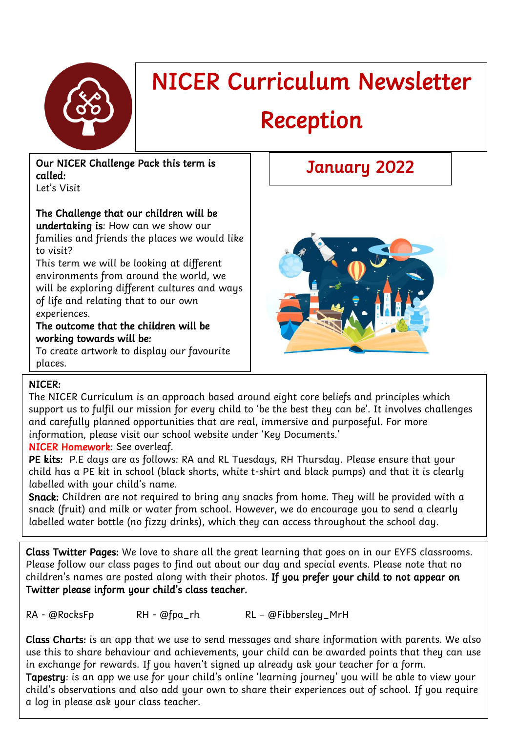# NICER Curriculum Newsletter

# Reception

## January 2022

**Our NICER Challenge Pack this term is called:**
Let's Visit

**The Challenge that our children will be undertaking is**: How can we show our families and friends the places we would like to visit?
This term we will be looking at different environments from around the world, we will be exploring different cultures and ways of life and relating that to our own experiences.

**The outcome that the children will be working towards will be:**
To create artwork to display our favourite places.

**NICER:**
The NICER Curriculum is an approach based around eight core beliefs and principles which support us to fulfil our mission for every child to 'be the best they can be'. It involves challenges and carefully planned opportunities that are real, immersive and purposeful. For more information, please visit our school website under 'Key Documents.'

**NICER Homework**: See overleaf.

**PE kits:** P.E days are as follows: RA and RL Tuesdays, RH Thursday. Please ensure that your child has a PE kit in school (black shorts, white t-shirt and black pumps) and that it is clearly labelled with your child's name.

**Snack:** Children are not required to bring any snacks from home. They will be provided with a snack (fruit) and milk or water from school. However, we do encourage you to send a clearly labelled water bottle (no fizzy drinks), which they can access throughout the school day.

**Class Twitter Pages:** We love to share all the great learning that goes on in our EYFS classrooms. Please follow our class pages to find out about our day and special events. Please note that no children's names are posted along with their photos. **If you prefer your child to not appear on Twitter please inform your child's class teacher.**

RA - @RocksFp RH - @fpa_rh RL – @Fibbersley_MrH

**Class Charts:** is an app that we use to send messages and share information with parents. We also use this to share behaviour and achievements, your child can be awarded points that they can use in exchange for rewards. If you haven't signed up already ask your teacher for a form.

**Tapestry**: is an app we use for your child's online 'learning journey' you will be able to view your child's observations and also add your own to share their experiences out of school. If you require a log in please ask your class teacher.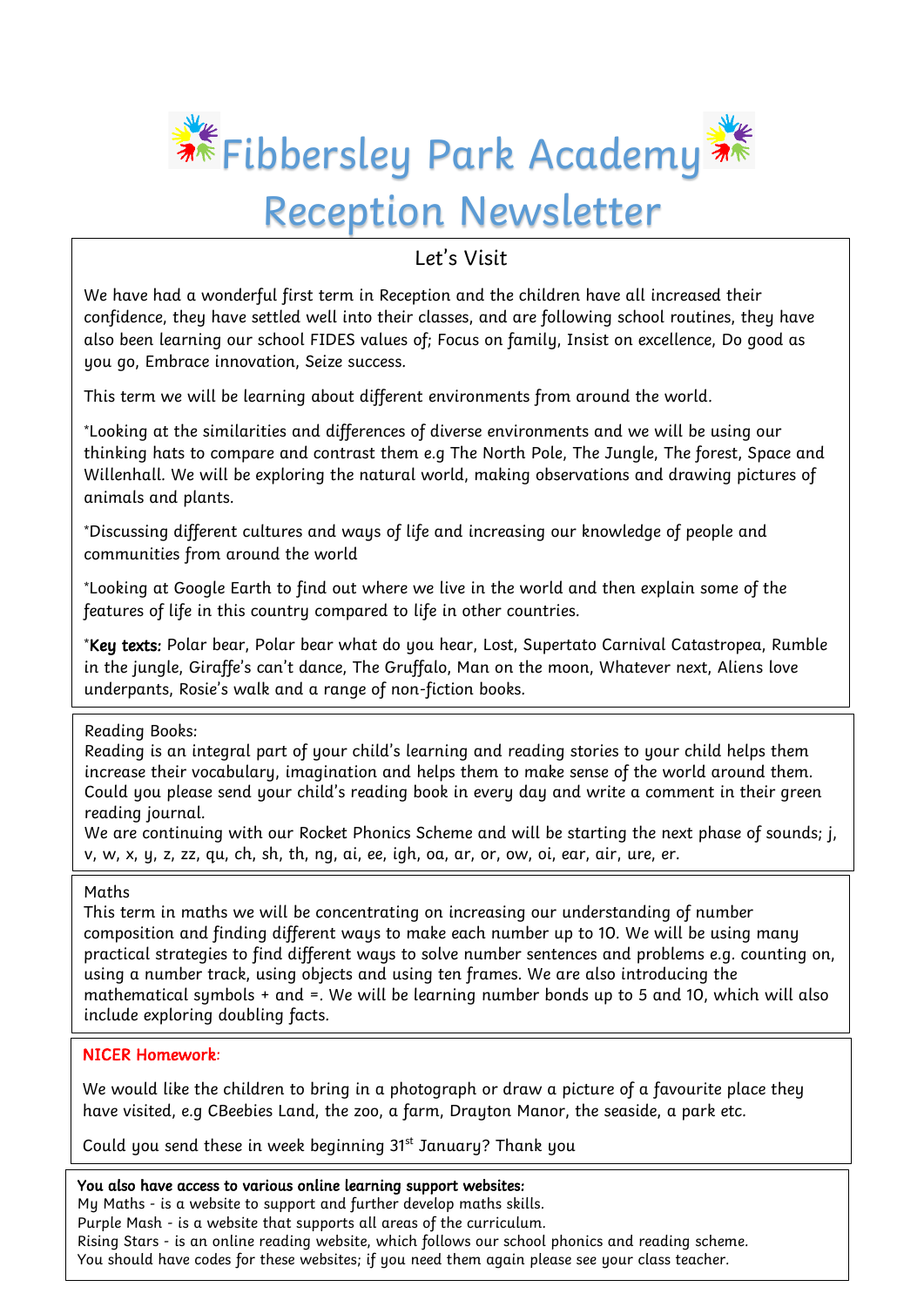# Fibbersley Park Academy

# Reception Newsletter

## Let's Visit

We have had a wonderful first term in Reception and the children have all increased their confidence, they have settled well into their classes, and are following school routines, they have also been learning our school FIDES values of; Focus on family, Insist on excellence, Do good as you go, Embrace innovation, Seize success.

This term we will be learning about different environments from around the world.

*Looking at the similarities and differences of diverse environments and we will be using our thinking hats to compare and contrast them e.g The North Pole, The Jungle, The forest, Space and Willenhall. We will be exploring the natural world, making observations and drawing pictures of animals and plants.

*Discussing different cultures and ways of life and increasing our knowledge of people and communities from around the world

*Looking at Google Earth to find out where we live in the world and then explain some of the features of life in this country compared to life in other countries.

*Key texts: Polar bear, Polar bear what do you hear, Lost, Supertato Carnival Catastropea, Rumble in the jungle, Giraffe's can't dance, The Gruffalo, Man on the moon, Whatever next, Aliens love underpants, Rosie's walk and a range of non-fiction books.

Reading Books:
Reading is an integral part of your child's learning and reading stories to your child helps them increase their vocabulary, imagination and helps them to make sense of the world around them. Could you please send your child's reading book in every day and write a comment in their green reading journal.
We are continuing with our Rocket Phonics Scheme and will be starting the next phase of sounds; j, v, w, x, y, z, zz, qu, ch, sh, th, ng, ai, ee, igh, oa, ar, or, ow, oi, ear, air, ure, er.

Maths
This term in maths we will be concentrating on increasing our understanding of number composition and finding different ways to make each number up to 10. We will be using many practical strategies to find different ways to solve number sentences and problems e.g. counting on, using a number track, using objects and using ten frames. We are also introducing the mathematical symbols + and =. We will be learning number bonds up to 5 and 10, which will also include exploring doubling facts.

**NICER Homework:**

We would like the children to bring in a photograph or draw a picture of a favourite place they have visited, e.g CBeebies Land, the zoo, a farm, Drayton Manor, the seaside, a park etc.

Could you send these in week beginning 31st January? Thank you

**You also have access to various online learning support websites:**
My Maths - is a website to support and further develop maths skills.
Purple Mash - is a website that supports all areas of the curriculum.
Rising Stars - is an online reading website, which follows our school phonics and reading scheme.
You should have codes for these websites; if you need them again please see your class teacher.